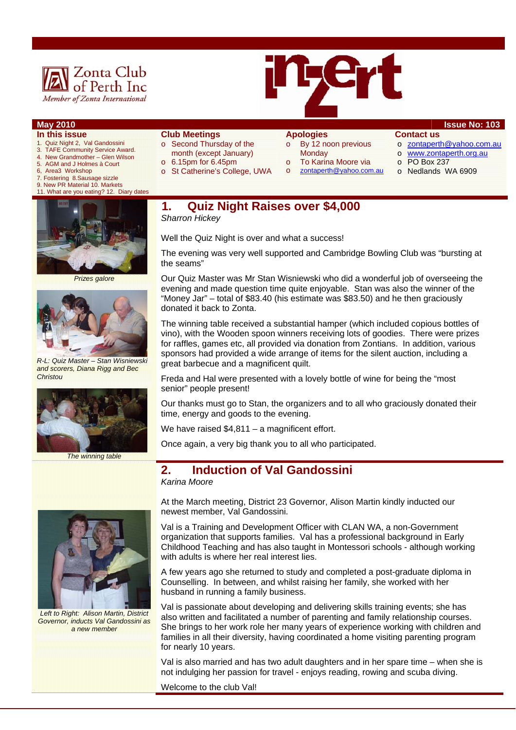Zonta Club of Perth Inc
*Member of Zonta International*

# inZert

**May 2010** **Issue No: 103**

**In this issue**

1. Quiz Night 2, Val Gandossini
3. TAFE Community Service Award.
4. New Grandmother – Glen Wilson
5. AGM and J Holmes à Court
6, Area3 Workshop
7. Fostering 8.Sausage sizzle
9. New PR Material 10. Markets
11. What are you eating? 12. Diary dates

**Club Meetings**

- Second Thursday of the month (except January)
- 6.15pm for 6.45pm
- St Catherine's College, UWA

**Apologies**

- By 12 noon previous Monday
- To Karina Moore via
- zontaperth@yahoo.com.au

**Contact us**

- zontaperth@yahoo.com.au
- www.zontaperth.org.au
- PO Box 237
- Nedlands WA 6909

## 1. Quiz Night Raises over $4,000

*Sharron Hickey*

Well the Quiz Night is over and what a success!

The evening was very well supported and Cambridge Bowling Club was "bursting at the seams"

Our Quiz Master was Mr Stan Wisniewski who did a wonderful job of overseeing the evening and made question time quite enjoyable. Stan was also the winner of the "Money Jar" – total of $83.40 (his estimate was $83.50) and he then graciously donated it back to Zonta.

The winning table received a substantial hamper (which included copious bottles of vino), with the Wooden spoon winners receiving lots of goodies. There were prizes for raffles, games etc, all provided via donation from Zontians. In addition, various sponsors had provided a wide arrange of items for the silent auction, including a great barbecue and a magnificent quilt.

Freda and Hal were presented with a lovely bottle of wine for being the "most senior" people present!

Our thanks must go to Stan, the organizers and to all who graciously donated their time, energy and goods to the evening.

We have raised $4,811 – a magnificent effort.

Once again, a very big thank you to all who participated.

*Prizes galore*

*R-L: Quiz Master – Stan Wisniewski and scorers, Diana Rigg and Bec Christou*

*The winning table*

## 2. Induction of Val Gandossini

*Karina Moore*

At the March meeting, District 23 Governor, Alison Martin kindly inducted our newest member, Val Gandossini.

Val is a Training and Development Officer with CLAN WA, a non-Government organization that supports families. Val has a professional background in Early Childhood Teaching and has also taught in Montessori schools - although working with adults is where her real interest lies.

A few years ago she returned to study and completed a post-graduate diploma in Counselling. In between, and whilst raising her family, she worked with her husband in running a family business.

Val is passionate about developing and delivering skills training events; she has also written and facilitated a number of parenting and family relationship courses. She brings to her work role her many years of experience working with children and families in all their diversity, having coordinated a home visiting parenting program for nearly 10 years.

Val is also married and has two adult daughters and in her spare time – when she is not indulging her passion for travel - enjoys reading, rowing and scuba diving.

Welcome to the club Val!

*Left to Right: Alison Martin, District Governor, inducts Val Gandossini as a new member*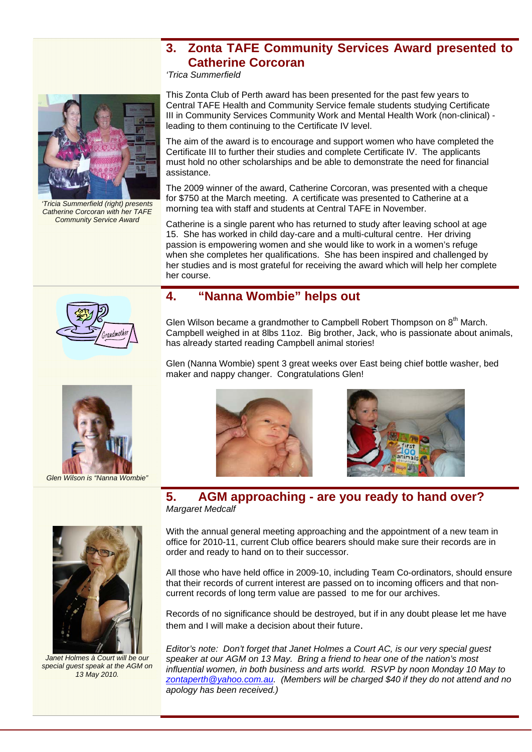## 3. Zonta TAFE Community Services Award presented to Catherine Corcoran

*'Trica Summerfield*

*'Tricia Summerfield (right) presents Catherine Corcoran with her TAFE Community Service Award*

This Zonta Club of Perth award has been presented for the past few years to Central TAFE Health and Community Service female students studying Certificate III in Community Services Community Work and Mental Health Work (non-clinical) - leading to them continuing to the Certificate IV level.

The aim of the award is to encourage and support women who have completed the Certificate III to further their studies and complete Certificate IV. The applicants must hold no other scholarships and be able to demonstrate the need for financial assistance.

The 2009 winner of the award, Catherine Corcoran, was presented with a cheque for $750 at the March meeting. A certificate was presented to Catherine at a morning tea with staff and students at Central TAFE in November.

Catherine is a single parent who has returned to study after leaving school at age 15. She has worked in child day-care and a multi-cultural centre. Her driving passion is empowering women and she would like to work in a women's refuge when she completes her qualifications. She has been inspired and challenged by her studies and is most grateful for receiving the award which will help her complete her course.

## 4. "Nanna Wombie" helps out

Glen Wilson became a grandmother to Campbell Robert Thompson on 8th March. Campbell weighed in at 8lbs 11oz. Big brother, Jack, who is passionate about animals, has already started reading Campbell animal stories!

Glen (Nanna Wombie) spent 3 great weeks over East being chief bottle washer, bed maker and nappy changer. Congratulations Glen!

*Glen Wilson is "Nanna Wombie"*

## 5. AGM approaching - are you ready to hand over?

*Margaret Medcalf*

With the annual general meeting approaching and the appointment of a new team in office for 2010-11, current Club office bearers should make sure their records are in order and ready to hand on to their successor.

All those who have held office in 2009-10, including Team Co-ordinators, should ensure that their records of current interest are passed on to incoming officers and that non-current records of long term value are passed to me for our archives.

Records of no significance should be destroyed, but if in any doubt please let me have them and I will make a decision about their future.

*Editor's note: Don't forget that Janet Holmes a Court AC, is our very special guest speaker at our AGM on 13 May. Bring a friend to hear one of the nation's most influential women, in both business and arts world. RSVP by noon Monday 10 May to zontaperth@yahoo.com.au. (Members will be charged $40 if they do not attend and no apology has been received.)*

*Janet Holmes à Court will be our special guest speak at the AGM on 13 May 2010.*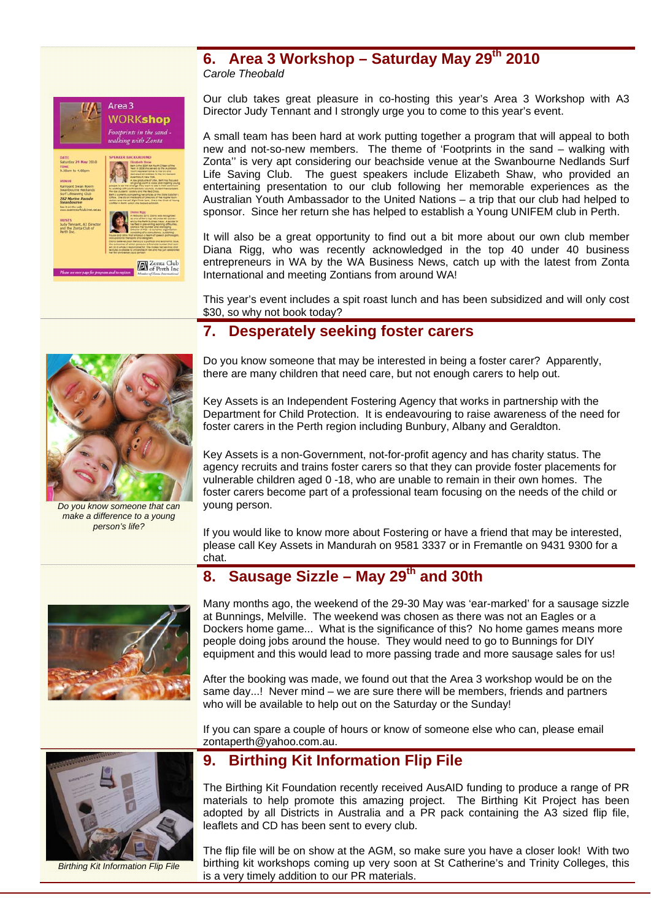## 6. Area 3 Workshop – Saturday May 29th 2010

*Carole Theobald*

Our club takes great pleasure in co-hosting this year's Area 3 Workshop with A3 Director Judy Tennant and I strongly urge you to come to this year's event.

A small team has been hard at work putting together a program that will appeal to both new and not-so-new members. The theme of 'Footprints in the sand – walking with Zonta'' is very apt considering our beachside venue at the Swanbourne Nedlands Surf Life Saving Club. The guest speakers include Elizabeth Shaw, who provided an entertaining presentation to our club following her memorable experiences as the Australian Youth Ambassador to the United Nations – a trip that our club had helped to sponsor. Since her return she has helped to establish a Young UNIFEM club in Perth.

It will also be a great opportunity to find out a bit more about our own club member Diana Rigg, who was recently acknowledged in the top 40 under 40 business entrepreneurs in WA by the WA Business News, catch up with the latest from Zonta International and meeting Zontians from around WA!

This year's event includes a spit roast lunch and has been subsidized and will only cost $30, so why not book today?

## 7. Desperately seeking foster carers

Do you know someone that may be interested in being a foster carer? Apparently, there are many children that need care, but not enough carers to help out.

Key Assets is an Independent Fostering Agency that works in partnership with the Department for Child Protection. It is endeavouring to raise awareness of the need for foster carers in the Perth region including Bunbury, Albany and Geraldton.

Key Assets is a non-Government, not-for-profit agency and has charity status. The agency recruits and trains foster carers so that they can provide foster placements for vulnerable children aged 0 -18, who are unable to remain in their own homes. The foster carers become part of a professional team focusing on the needs of the child or young person.

If you would like to know more about Fostering or have a friend that may be interested, please call Key Assets in Mandurah on 9581 3337 or in Fremantle on 9431 9300 for a chat.

*Do you know someone that can make a difference to a young person's life?*

## 8. Sausage Sizzle – May 29th and 30th

Many months ago, the weekend of the 29-30 May was 'ear-marked' for a sausage sizzle at Bunnings, Melville. The weekend was chosen as there was not an Eagles or a Dockers home game... What is the significance of this? No home games means more people doing jobs around the house. They would need to go to Bunnings for DIY equipment and this would lead to more passing trade and more sausage sales for us!

After the booking was made, we found out that the Area 3 workshop would be on the same day...! Never mind – we are sure there will be members, friends and partners who will be available to help out on the Saturday or the Sunday!

If you can spare a couple of hours or know of someone else who can, please email zontaperth@yahoo.com.au.

## 9. Birthing Kit Information Flip File

The Birthing Kit Foundation recently received AusAID funding to produce a range of PR materials to help promote this amazing project. The Birthing Kit Project has been adopted by all Districts in Australia and a PR pack containing the A3 sized flip file, leaflets and CD has been sent to every club.

The flip file will be on show at the AGM, so make sure you have a closer look! With two birthing kit workshops coming up very soon at St Catherine's and Trinity Colleges, this is a very timely addition to our PR materials.

*Birthing Kit Information Flip File*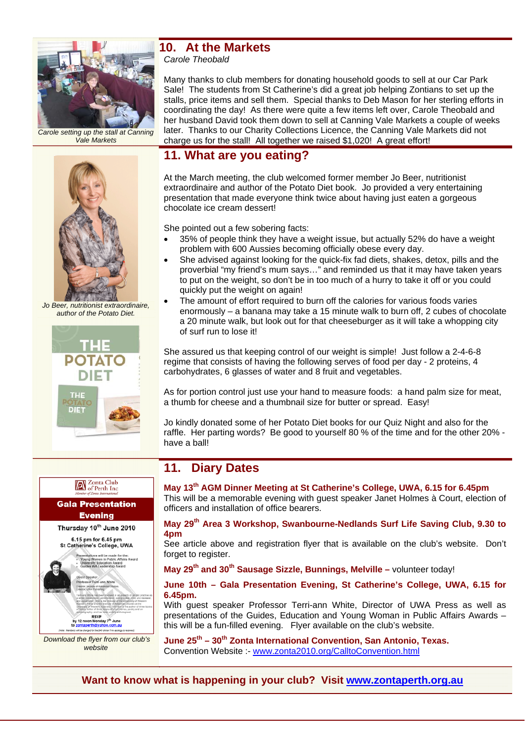*Carole setting up the stall at Canning Vale Markets*

## 10. At the Markets

*Carole Theobald*

Many thanks to club members for donating household goods to sell at our Car Park Sale! The students from St Catherine's did a great job helping Zontians to set up the stalls, price items and sell them. Special thanks to Deb Mason for her sterling efforts in coordinating the day! As there were quite a few items left over, Carole Theobald and her husband David took them down to sell at Canning Vale Markets a couple of weeks later. Thanks to our Charity Collections Licence, the Canning Vale Markets did not charge us for the stall! All together we raised $1,020! A great effort!

## 11. What are you eating?

*Jo Beer, nutritionist extraordinaire, author of the Potato Diet.*

At the March meeting, the club welcomed former member Jo Beer, nutritionist extraordinaire and author of the Potato Diet book. Jo provided a very entertaining presentation that made everyone think twice about having just eaten a gorgeous chocolate ice cream dessert!

She pointed out a few sobering facts:

- 35% of people think they have a weight issue, but actually 52% do have a weight problem with 600 Aussies becoming officially obese every day.
- She advised against looking for the quick-fix fad diets, shakes, detox, pills and the proverbial "my friend's mum says…" and reminded us that it may have taken years to put on the weight, so don't be in too much of a hurry to take it off or you could quickly put the weight on again!
- The amount of effort required to burn off the calories for various foods varies enormously – a banana may take a 15 minute walk to burn off, 2 cubes of chocolate a 20 minute walk, but look out for that cheeseburger as it will take a whopping city of surf run to lose it!

She assured us that keeping control of our weight is simple! Just follow a 2-4-6-8 regime that consists of having the following serves of food per day - 2 proteins, 4 carbohydrates, 6 glasses of water and 8 fruit and vegetables.

As for portion control just use your hand to measure foods: a hand palm size for meat, a thumb for cheese and a thumbnail size for butter or spread. Easy!

Jo kindly donated some of her Potato Diet books for our Quiz Night and also for the raffle. Her parting words? Be good to yourself 80 % of the time and for the other 20% - have a ball!

## 11. Diary Dates

*Download the flyer from our club's website*

**May 13th AGM Dinner Meeting at St Catherine's College, UWA, 6.15 for 6.45pm**
This will be a memorable evening with guest speaker Janet Holmes à Court, election of officers and installation of office bearers.

**May 29th Area 3 Workshop, Swanbourne-Nedlands Surf Life Saving Club, 9.30 to 4pm**
See article above and registration flyer that is available on the club's website. Don't forget to register.

**May 29th and 30th Sausage Sizzle, Bunnings, Melville –** volunteer today!

**June 10th – Gala Presentation Evening, St Catherine's College, UWA, 6.15 for 6.45pm.**
With guest speaker Professor Terri-ann White, Director of UWA Press as well as presentations of the Guides, Education and Young Woman in Public Affairs Awards – this will be a fun-filled evening. Flyer available on the club's website.

**June 25th – 30th Zonta International Convention, San Antonio, Texas.**
Convention Website :- [www.zonta2010.org/CalltoConvention.html](www.zonta2010.org/CalltoConvention.html)

**Want to know what is happening in your club? Visit [www.zontaperth.org.au](www.zontaperth.org.au)**